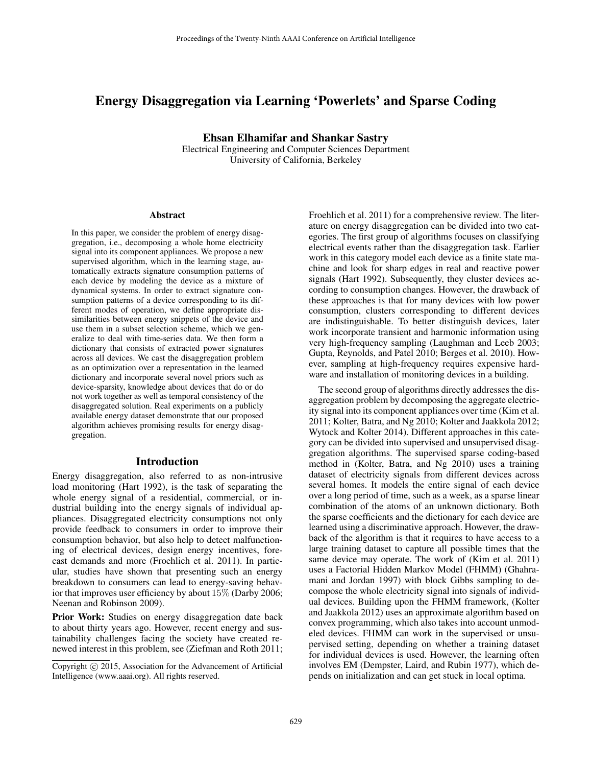# Energy Disaggregation via Learning 'Powerlets' and Sparse Coding

**Ehsan Elhamifar and Shankar Sastry**
Electrical Engineering and Computer Sciences Department
University of California, Berkeley

## Abstract

In this paper, we consider the problem of energy disaggregation, i.e., decomposing a whole home electricity signal into its component appliances. We propose a new supervised algorithm, which in the learning stage, automatically extracts signature consumption patterns of each device by modeling the device as a mixture of dynamical systems. In order to extract signature consumption patterns of a device corresponding to its different modes of operation, we define appropriate dissimilarities between energy snippets of the device and use them in a subset selection scheme, which we generalize to deal with time-series data. We then form a dictionary that consists of extracted power signatures across all devices. We cast the disaggregation problem as an optimization over a representation in the learned dictionary and incorporate several novel priors such as device-sparsity, knowledge about devices that do or do not work together as well as temporal consistency of the disaggregated solution. Real experiments on a publicly available energy dataset demonstrate that our proposed algorithm achieves promising results for energy disaggregation.

## Introduction

Energy disaggregation, also referred to as non-intrusive load monitoring (Hart 1992), is the task of separating the whole energy signal of a residential, commercial, or industrial building into the energy signals of individual appliances. Disaggregated electricity consumptions not only provide feedback to consumers in order to improve their consumption behavior, but also help to detect malfunctioning of electrical devices, design energy incentives, forecast demands and more (Froehlich et al. 2011). In particular, studies have shown that presenting such an energy breakdown to consumers can lead to energy-saving behavior that improves user efficiency by about 15% (Darby 2006; Neenan and Robinson 2009).

**Prior Work:** Studies on energy disaggregation date back to about thirty years ago. However, recent energy and sustainability challenges facing the society have created renewed interest in this problem, see (Ziefman and Roth 2011; Froehlich et al. 2011) for a comprehensive review. The literature on energy disaggregation can be divided into two categories. The first group of algorithms focuses on classifying electrical events rather than the disaggregation task. Earlier work in this category model each device as a finite state machine and look for sharp edges in real and reactive power signals (Hart 1992). Subsequently, they cluster devices according to consumption changes. However, the drawback of these approaches is that for many devices with low power consumption, clusters corresponding to different devices are indistinguishable. To better distinguish devices, later work incorporate transient and harmonic information using very high-frequency sampling (Laughman and Leeb 2003; Gupta, Reynolds, and Patel 2010; Berges et al. 2010). However, sampling at high-frequency requires expensive hardware and installation of monitoring devices in a building.

The second group of algorithms directly addresses the disaggregation problem by decomposing the aggregate electricity signal into its component appliances over time (Kim et al. 2011; Kolter, Batra, and Ng 2010; Kolter and Jaakkola 2012; Wytock and Kolter 2014). Different approaches in this category can be divided into supervised and unsupervised disaggregation algorithms. The supervised sparse coding-based method in (Kolter, Batra, and Ng 2010) uses a training dataset of electricity signals from different devices across several homes. It models the entire signal of each device over a long period of time, such as a week, as a sparse linear combination of the atoms of an unknown dictionary. Both the sparse coefficients and the dictionary for each device are learned using a discriminative approach. However, the drawback of the algorithm is that it requires to have access to a large training dataset to capture all possible times that the same device may operate. The work of (Kim et al. 2011) uses a Factorial Hidden Markov Model (FHMM) (Ghahramani and Jordan 1997) with block Gibbs sampling to decompose the whole electricity signal into signals of individual devices. Building upon the FHMM framework, (Kolter and Jaakkola 2012) uses an approximate algorithm based on convex programming, which also takes into account unmodeled devices. FHMM can work in the supervised or unsupervised setting, depending on whether a training dataset for individual devices is used. However, the learning often involves EM (Dempster, Laird, and Rubin 1977), which depends on initialization and can get stuck in local optima.

Copyright © 2015, Association for the Advancement of Artificial Intelligence (www.aaai.org). All rights reserved.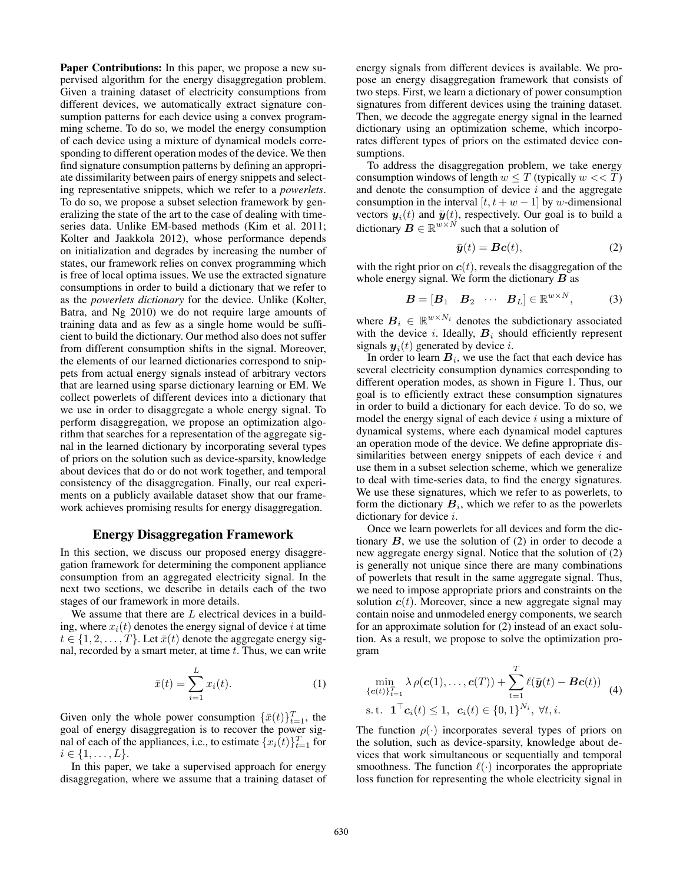**Paper Contributions:** In this paper, we propose a new supervised algorithm for the energy disaggregation problem. Given a training dataset of electricity consumptions from different devices, we automatically extract signature consumption patterns for each device using a convex programming scheme. To do so, we model the energy consumption of each device using a mixture of dynamical models corresponding to different operation modes of the device. We then find signature consumption patterns by defining an appropriate dissimilarity between pairs of energy snippets and selecting representative snippets, which we refer to a *powerlets*. To do so, we propose a subset selection framework by generalizing the state of the art to the case of dealing with time-series data. Unlike EM-based methods (Kim et al. 2011; Kolter and Jaakkola 2012), whose performance depends on initialization and degrades by increasing the number of states, our framework relies on convex programming which is free of local optima issues. We use the extracted signature consumptions in order to build a dictionary that we refer to as the *powerlets dictionary* for the device. Unlike (Kolter, Batra, and Ng 2010) we do not require large amounts of training data and as few as a single home would be sufficient to build the dictionary. Our method also does not suffer from different consumption shifts in the signal. Moreover, the elements of our learned dictionaries correspond to snippets from actual energy signals instead of arbitrary vectors that are learned using sparse dictionary learning or EM. We collect powerlets of different devices into a dictionary that we use in order to disaggregate a whole energy signal. To perform disaggregation, we propose an optimization algorithm that searches for a representation of the aggregate signal in the learned dictionary by incorporating several types of priors on the solution such as device-sparsity, knowledge about devices that do or do not work together, and temporal consistency of the disaggregation. Finally, our real experiments on a publicly available dataset show that our framework achieves promising results for energy disaggregation.

## Energy Disaggregation Framework

In this section, we discuss our proposed energy disaggregation framework for determining the component appliance consumption from an aggregated electricity signal. In the next two sections, we describe in details each of the two stages of our framework in more details.

We assume that there are $L$ electrical devices in a building, where $x_i(t)$ denotes the energy signal of device $i$ at time $t \in \{1, 2, \ldots, T\}$. Let $\bar{x}(t)$ denote the aggregate energy signal, recorded by a smart meter, at time $t$. Thus, we can write

$$\bar{x}(t) = \sum_{i=1}^{L} x_i(t). \tag{1}$$

Given only the whole power consumption $\{\bar{x}(t)\}_{t=1}^{T}$, the goal of energy disaggregation is to recover the power signal of each of the appliances, i.e., to estimate $\{x_i(t)\}_{t=1}^{T}$ for $i \in \{1, \ldots, L\}$.

In this paper, we take a supervised approach for energy disaggregation, where we assume that a training dataset of energy signals from different devices is available. We propose an energy disaggregation framework that consists of two steps. First, we learn a dictionary of power consumption signatures from different devices using the training dataset. Then, we decode the aggregate energy signal in the learned dictionary using an optimization scheme, which incorporates different types of priors on the estimated device consumptions.

To address the disaggregation problem, we take energy consumption windows of length $w \leq T$ (typically $w << T$) and denote the consumption of device $i$ and the aggregate consumption in the interval $[t, t+w-1]$ by $w$-dimensional vectors $\boldsymbol{y}_i(t)$ and $\bar{\boldsymbol{y}}(t)$, respectively. Our goal is to build a dictionary $\boldsymbol{B} \in \mathbb{R}^{w \times N}$ such that a solution of

$$\bar{\boldsymbol{y}}(t) = \boldsymbol{B}\boldsymbol{c}(t), \tag{2}$$

with the right prior on $\boldsymbol{c}(t)$, reveals the disaggregation of the whole energy signal. We form the dictionary $\boldsymbol{B}$ as

$$\boldsymbol{B} = [\boldsymbol{B}_1 \quad \boldsymbol{B}_2 \quad \cdots \quad \boldsymbol{B}_L] \in \mathbb{R}^{w \times N}, \tag{3}$$

where $\boldsymbol{B}_i \in \mathbb{R}^{w \times N_i}$ denotes the subdictionary associated with the device $i$. Ideally, $\boldsymbol{B}_i$ should efficiently represent signals $\boldsymbol{y}_i(t)$ generated by device $i$.

In order to learn $\boldsymbol{B}_i$, we use the fact that each device has several electricity consumption dynamics corresponding to different operation modes, as shown in Figure 1. Thus, our goal is to efficiently extract these consumption signatures in order to build a dictionary for each device. To do so, we model the energy signal of each device $i$ using a mixture of dynamical systems, where each dynamical model captures an operation mode of the device. We define appropriate dissimilarities between energy snippets of each device $i$ and use them in a subset selection scheme, which we generalize to deal with time-series data, to find the energy signatures. We use these signatures, which we refer to as powerlets, to form the dictionary $\boldsymbol{B}_i$, which we refer to as the powerlets dictionary for device $i$.

Once we learn powerlets for all devices and form the dictionary $\boldsymbol{B}$, we use the solution of (2) in order to decode a new aggregate energy signal. Notice that the solution of (2) is generally not unique since there are many combinations of powerlets that result in the same aggregate signal. Thus, we need to impose appropriate priors and constraints on the solution $\boldsymbol{c}(t)$. Moreover, since a new aggregate signal may contain noise and unmodeled energy components, we search for an approximate solution for (2) instead of an exact solution. As a result, we propose to solve the optimization program

$$\begin{aligned}
&\min_{\{\boldsymbol{c}(t)\}_{t=1}^{T}} \lambda\, \rho(\boldsymbol{c}(1), \ldots, \boldsymbol{c}(T)) + \sum_{t=1}^{T} \ell(\bar{\boldsymbol{y}}(t) - \boldsymbol{B}\boldsymbol{c}(t)) \\
&\text{s. t.} \;\; \boldsymbol{1}^{\top}\boldsymbol{c}_i(t) \leq 1, \;\; \boldsymbol{c}_i(t) \in \{0,1\}^{N_i}, \; \forall t, i.
\end{aligned} \tag{4}$$

The function $\rho(\cdot)$ incorporates several types of priors on the solution, such as device-sparsity, knowledge about devices that work simultaneous or sequentially and temporal smoothness. The function $\ell(\cdot)$ incorporates the appropriate loss function for representing the whole electricity signal in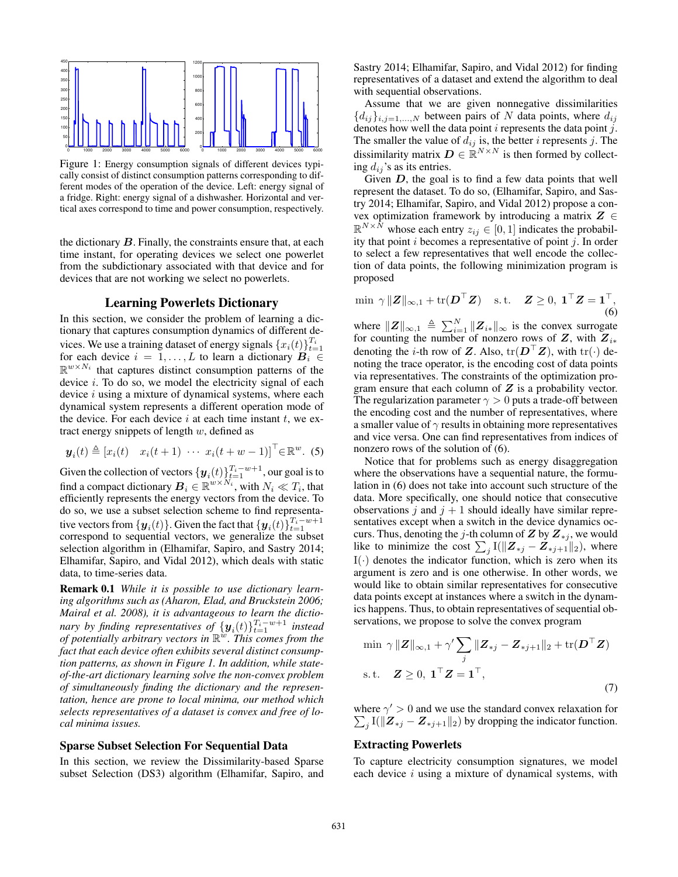Figure 1: Energy consumption signals of different devices typically consist of distinct consumption patterns corresponding to different modes of the operation of the device. Left: energy signal of a fridge. Right: energy signal of a dishwasher. Horizontal and vertical axes correspond to time and power consumption, respectively.

the dictionary $\boldsymbol{B}$. Finally, the constraints ensure that, at each time instant, for operating devices we select one powerlet from the subdictionary associated with that device and for devices that are not working we select no powerlets.

## Learning Powerlets Dictionary

In this section, we consider the problem of learning a dictionary that captures consumption dynamics of different devices. We use a training dataset of energy signals $\{x_i(t)\}_{t=1}^{T_i}$ for each device $i = 1, \ldots, L$ to learn a dictionary $\boldsymbol{B}_i \in \mathbb{R}^{w \times N_i}$ that captures distinct consumption patterns of the device $i$. To do so, we model the electricity signal of each device $i$ using a mixture of dynamical systems, where each dynamical system represents a different operation mode of the device. For each device $i$ at each time instant $t$, we extract energy snippets of length $w$, defined as

$$\boldsymbol{y}_i(t) \triangleq [x_i(t) \quad x_i(t+1) \quad \cdots \quad x_i(t+w-1)]^\top \in \mathbb{R}^w. \quad (5)$$

Given the collection of vectors $\{\boldsymbol{y}_i(t)\}_{t=1}^{T_i-w+1}$, our goal is to find a compact dictionary $\boldsymbol{B}_i \in \mathbb{R}^{w \times N_i}$, with $N_i \ll T_i$, that efficiently represents the energy vectors from the device. To do so, we use a subset selection scheme to find representative vectors from $\{\boldsymbol{y}_i(t)\}$. Given the fact that $\{\boldsymbol{y}_i(t)\}_{t=1}^{T_i-w+1}$ correspond to sequential vectors, we generalize the subset selection algorithm in (Elhamifar, Sapiro, and Sastry 2014; Elhamifar, Sapiro, and Vidal 2012), which deals with static data, to time-series data.

**Remark 0.1** *While it is possible to use dictionary learning algorithms such as (Aharon, Elad, and Bruckstein 2006; Mairal et al. 2008), it is advantageous to learn the dictionary by finding representatives of $\{\boldsymbol{y}_i(t)\}_{t=1}^{T_i-w+1}$ instead of potentially arbitrary vectors in $\mathbb{R}^w$. This comes from the fact that each device often exhibits several distinct consumption patterns, as shown in Figure 1. In addition, while state-of-the-art dictionary learning solve the non-convex problem of simultaneously finding the dictionary and the representation, hence are prone to local minima, our method which selects representatives of a dataset is convex and free of local minima issues.*

### Sparse Subset Selection For Sequential Data

In this section, we review the Dissimilarity-based Sparse subset Selection (DS3) algorithm (Elhamifar, Sapiro, and Sastry 2014; Elhamifar, Sapiro, and Vidal 2012) for finding representatives of a dataset and extend the algorithm to deal with sequential observations.

Assume that we are given nonnegative dissimilarities $\{d_{ij}\}_{i,j=1,\ldots,N}$ between pairs of $N$ data points, where $d_{ij}$ denotes how well the data point $i$ represents the data point $j$. The smaller the value of $d_{ij}$ is, the better $i$ represents $j$. The dissimilarity matrix $\boldsymbol{D} \in \mathbb{R}^{N \times N}$ is then formed by collecting $d_{ij}$'s as its entries.

Given $\boldsymbol{D}$, the goal is to find a few data points that well represent the dataset. To do so, (Elhamifar, Sapiro, and Sastry 2014; Elhamifar, Sapiro, and Vidal 2012) propose a convex optimization framework by introducing a matrix $\boldsymbol{Z} \in \mathbb{R}^{N \times N}$ whose each entry $z_{ij} \in [0, 1]$ indicates the probability that point $i$ becomes a representative of point $j$. In order to select a few representatives that well encode the collection of data points, the following minimization program is proposed

$$\min \; \gamma \|\boldsymbol{Z}\|_{\infty,1} + \operatorname{tr}(\boldsymbol{D}^\top \boldsymbol{Z}) \quad \text{s.t.} \quad \boldsymbol{Z} \geq 0, \; \mathbf{1}^\top \boldsymbol{Z} = \mathbf{1}^\top, \quad (6)$$

where $\|\boldsymbol{Z}\|_{\infty,1} \triangleq \sum_{i=1}^N \|\boldsymbol{Z}_{i*}\|_\infty$ is the convex surrogate for counting the number of nonzero rows of $\boldsymbol{Z}$, with $\boldsymbol{Z}_{i*}$ denoting the $i$-th row of $\boldsymbol{Z}$. Also, $\operatorname{tr}(\boldsymbol{D}^\top \boldsymbol{Z})$, with $\operatorname{tr}(\cdot)$ denoting the trace operator, is the encoding cost of data points via representatives. The constraints of the optimization program ensure that each column of $\boldsymbol{Z}$ is a probability vector. The regularization parameter $\gamma > 0$ puts a trade-off between the encoding cost and the number of representatives, where a smaller value of $\gamma$ results in obtaining more representatives and vice versa. One can find representatives from indices of nonzero rows of the solution of (6).

Notice that for problems such as energy disaggregation where the observations have a sequential nature, the formulation in (6) does not take into account such structure of the data. More specifically, one should notice that consecutive observations $j$ and $j+1$ should ideally have similar representatives except when a switch in the device dynamics occurs. Thus, denoting the $j$-th column of $\boldsymbol{Z}$ by $\boldsymbol{Z}_{*j}$, we would like to minimize the cost $\sum_j \mathrm{I}(\|\boldsymbol{Z}_{*j} - \boldsymbol{Z}_{*j+1}\|_2)$, where $\mathrm{I}(\cdot)$ denotes the indicator function, which is zero when its argument is zero and is one otherwise. In other words, we would like to obtain similar representatives for consecutive data points except at instances where a switch in the dynamics happens. Thus, to obtain representatives of sequential observations, we propose to solve the convex program

$$\begin{aligned} \min \; & \gamma \|\boldsymbol{Z}\|_{\infty,1} + \gamma' \sum_j \|\boldsymbol{Z}_{*j} - \boldsymbol{Z}_{*j+1}\|_2 + \operatorname{tr}(\boldsymbol{D}^\top \boldsymbol{Z}) \\ \text{s.t.} \quad & \boldsymbol{Z} \geq 0, \; \mathbf{1}^\top \boldsymbol{Z} = \mathbf{1}^\top, \end{aligned} \quad (7)$$

where $\gamma' > 0$ and we use the standard convex relaxation for $\sum_j \mathrm{I}(\|\boldsymbol{Z}_{*j} - \boldsymbol{Z}_{*j+1}\|_2)$ by dropping the indicator function.

### Extracting Powerlets

To capture electricity consumption signatures, we model each device $i$ using a mixture of dynamical systems, with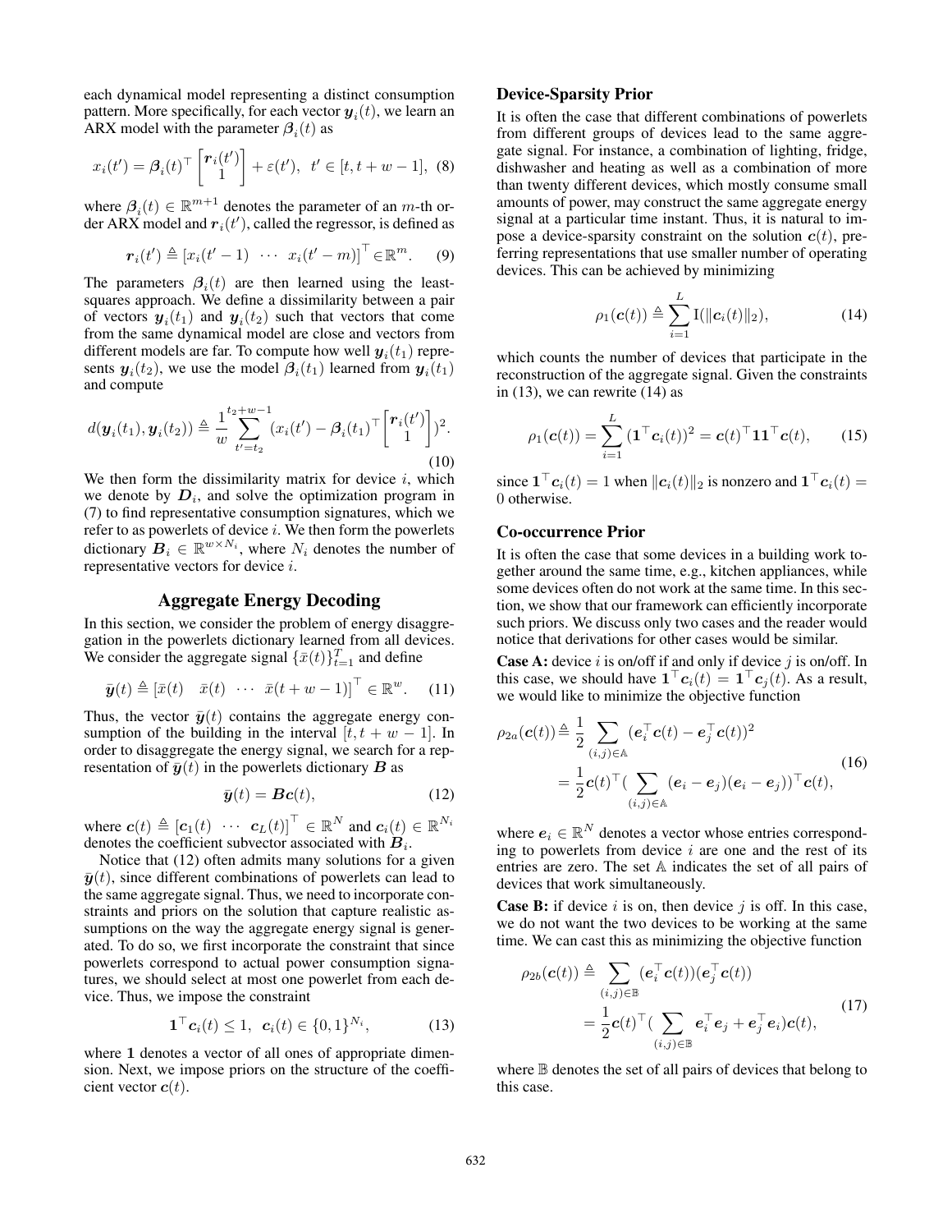each dynamical model representing a distinct consumption pattern. More specifically, for each vector $\boldsymbol{y}_i(t)$, we learn an ARX model with the parameter $\boldsymbol{\beta}_i(t)$ as

$$x_i(t') = \boldsymbol{\beta}_i(t)^\top \begin{bmatrix} \boldsymbol{r}_i(t') \\ 1 \end{bmatrix} + \varepsilon(t'), \;\; t' \in [t, t+w-1], \tag{8}$$

where $\boldsymbol{\beta}_i(t) \in \mathbb{R}^{m+1}$ denotes the parameter of an $m$-th order ARX model and $\boldsymbol{r}_i(t')$, called the regressor, is defined as

$$\boldsymbol{r}_i(t') \triangleq \begin{bmatrix} x_i(t'-1) & \cdots & x_i(t'-m) \end{bmatrix}^\top \in \mathbb{R}^m. \tag{9}$$

The parameters $\boldsymbol{\beta}_i(t)$ are then learned using the least-squares approach. We define a dissimilarity between a pair of vectors $\boldsymbol{y}_i(t_1)$ and $\boldsymbol{y}_i(t_2)$ such that vectors that come from the same dynamical model are close and vectors from different models are far. To compute how well $\boldsymbol{y}_i(t_1)$ represents $\boldsymbol{y}_i(t_2)$, we use the model $\boldsymbol{\beta}_i(t_1)$ learned from $\boldsymbol{y}_i(t_1)$ and compute

$$d(\boldsymbol{y}_i(t_1), \boldsymbol{y}_i(t_2)) \triangleq \frac{1}{w} \sum_{t'=t_2}^{t_2+w-1} (x_i(t') - \boldsymbol{\beta}_i(t_1)^\top \begin{bmatrix} \boldsymbol{r}_i(t') \\ 1 \end{bmatrix})^2. \tag{10}$$

We then form the dissimilarity matrix for device $i$, which we denote by $\boldsymbol{D}_i$, and solve the optimization program in (7) to find representative consumption signatures, which we refer to as powerlets of device $i$. We then form the powerlets dictionary $\boldsymbol{B}_i \in \mathbb{R}^{w \times N_i}$, where $N_i$ denotes the number of representative vectors for device $i$.

## Aggregate Energy Decoding

In this section, we consider the problem of energy disaggregation in the powerlets dictionary learned from all devices. We consider the aggregate signal $\{\bar{x}(t)\}_{t=1}^T$ and define

$$\bar{\boldsymbol{y}}(t) \triangleq \begin{bmatrix} \bar{x}(t) & \bar{x}(t) & \cdots & \bar{x}(t+w-1) \end{bmatrix}^\top \in \mathbb{R}^w. \tag{11}$$

Thus, the vector $\bar{\boldsymbol{y}}(t)$ contains the aggregate energy consumption of the building in the interval $[t, t+w-1]$. In order to disaggregate the energy signal, we search for a representation of $\bar{\boldsymbol{y}}(t)$ in the powerlets dictionary $\boldsymbol{B}$ as

$$\bar{\boldsymbol{y}}(t) = \boldsymbol{B}\boldsymbol{c}(t), \tag{12}$$

where $\boldsymbol{c}(t) \triangleq \begin{bmatrix} \boldsymbol{c}_1(t) & \cdots & \boldsymbol{c}_L(t) \end{bmatrix}^\top \in \mathbb{R}^N$ and $\boldsymbol{c}_i(t) \in \mathbb{R}^{N_i}$ denotes the coefficient subvector associated with $\boldsymbol{B}_i$.

Notice that (12) often admits many solutions for a given $\bar{\boldsymbol{y}}(t)$, since different combinations of powerlets can lead to the same aggregate signal. Thus, we need to incorporate constraints and priors on the solution that capture realistic assumptions on the way the aggregate energy signal is generated. To do so, we first incorporate the constraint that since powerlets correspond to actual power consumption signatures, we should select at most one powerlet from each device. Thus, we impose the constraint

$$\mathbf{1}^\top \boldsymbol{c}_i(t) \leq 1, \;\; \boldsymbol{c}_i(t) \in \{0,1\}^{N_i}, \tag{13}$$

where $\mathbf{1}$ denotes a vector of all ones of appropriate dimension. Next, we impose priors on the structure of the coefficient vector $\boldsymbol{c}(t)$.

### Device-Sparsity Prior

It is often the case that different combinations of powerlets from different groups of devices lead to the same aggregate signal. For instance, a combination of lighting, fridge, dishwasher and heating as well as a combination of more than twenty different devices, which mostly consume small amounts of power, may construct the same aggregate energy signal at a particular time instant. Thus, it is natural to impose a device-sparsity constraint on the solution $\boldsymbol{c}(t)$, preferring representations that use smaller number of operating devices. This can be achieved by minimizing

$$\rho_1(\boldsymbol{c}(t)) \triangleq \sum_{i=1}^{L} \mathrm{I}(\|\boldsymbol{c}_i(t)\|_2), \tag{14}$$

which counts the number of devices that participate in the reconstruction of the aggregate signal. Given the constraints in (13), we can rewrite (14) as

$$\rho_1(\boldsymbol{c}(t)) = \sum_{i=1}^{L} (\mathbf{1}^\top \boldsymbol{c}_i(t))^2 = \boldsymbol{c}(t)^\top \mathbf{1}\mathbf{1}^\top \boldsymbol{c}(t), \tag{15}$$

since $\mathbf{1}^\top \boldsymbol{c}_i(t) = 1$ when $\|\boldsymbol{c}_i(t)\|_2$ is nonzero and $\mathbf{1}^\top \boldsymbol{c}_i(t) = 0$ otherwise.

### Co-occurrence Prior

It is often the case that some devices in a building work together around the same time, e.g., kitchen appliances, while some devices often do not work at the same time. In this section, we show that our framework can efficiently incorporate such priors. We discuss only two cases and the reader would notice that derivations for other cases would be similar.

**Case A:** device $i$ is on/off if and only if device $j$ is on/off. In this case, we should have $\mathbf{1}^\top \boldsymbol{c}_i(t) = \mathbf{1}^\top \boldsymbol{c}_j(t)$. As a result, we would like to minimize the objective function

$$\begin{aligned}\rho_{2a}(\boldsymbol{c}(t)) &\triangleq \frac{1}{2} \sum_{(i,j) \in \mathbb{A}} (\boldsymbol{e}_i^\top \boldsymbol{c}(t) - \boldsymbol{e}_j^\top \boldsymbol{c}(t))^2 \\ &= \frac{1}{2} \boldsymbol{c}(t)^\top (\sum_{(i,j) \in \mathbb{A}} (\boldsymbol{e}_i - \boldsymbol{e}_j)(\boldsymbol{e}_i - \boldsymbol{e}_j))^\top \boldsymbol{c}(t),\end{aligned} \tag{16}$$

where $\boldsymbol{e}_i \in \mathbb{R}^N$ denotes a vector whose entries corresponding to powerlets from device $i$ are one and the rest of its entries are zero. The set $\mathbb{A}$ indicates the set of all pairs of devices that work simultaneously.

**Case B:** if device $i$ is on, then device $j$ is off. In this case, we do not want the two devices to be working at the same time. We can cast this as minimizing the objective function

$$\begin{aligned}\rho_{2b}(\boldsymbol{c}(t)) &\triangleq \sum_{(i,j) \in \mathbb{B}} (\boldsymbol{e}_i^\top \boldsymbol{c}(t))(\boldsymbol{e}_j^\top \boldsymbol{c}(t)) \\ &= \frac{1}{2} \boldsymbol{c}(t)^\top (\sum_{(i,j) \in \mathbb{B}} \boldsymbol{e}_i^\top \boldsymbol{e}_j + \boldsymbol{e}_j^\top \boldsymbol{e}_i) \boldsymbol{c}(t),\end{aligned} \tag{17}$$

where $\mathbb{B}$ denotes the set of all pairs of devices that belong to this case.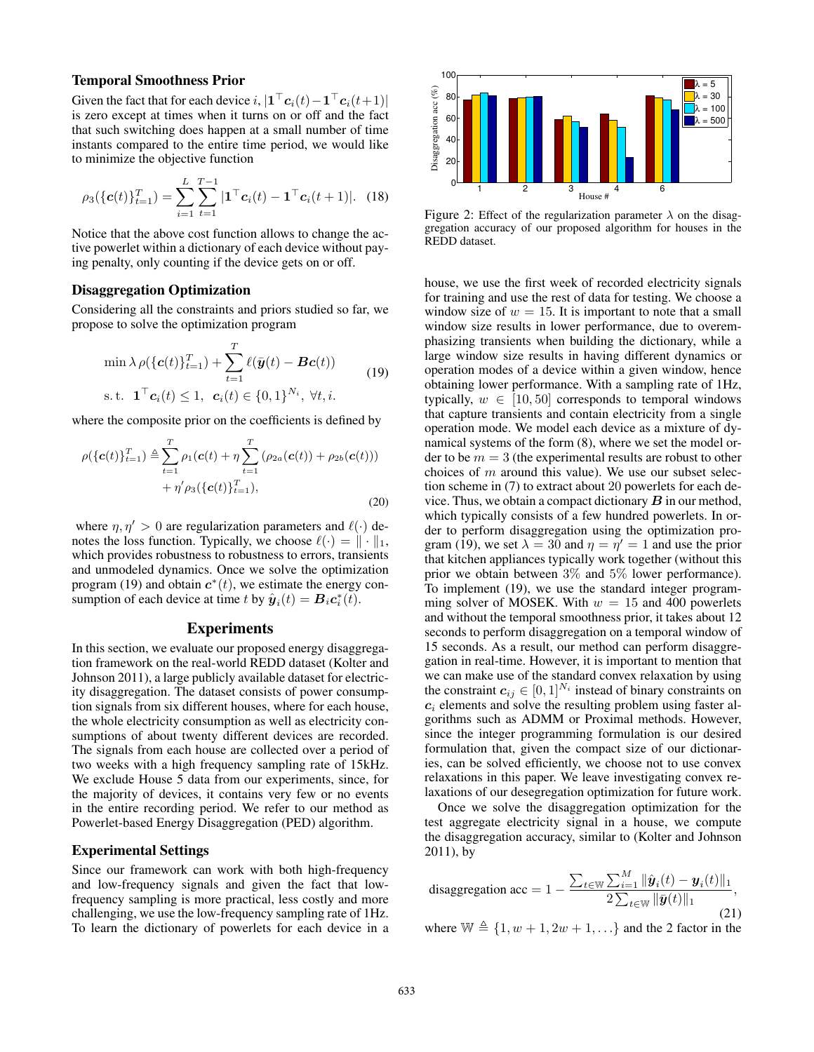### Temporal Smoothness Prior

Given the fact that for each device $i$, $|\mathbf{1}^\top \boldsymbol{c}_i(t) - \mathbf{1}^\top \boldsymbol{c}_i(t+1)|$ is zero except at times when it turns on or off and the fact that such switching does happen at a small number of time instants compared to the entire time period, we would like to minimize the objective function

$$\rho_3(\{\boldsymbol{c}(t)\}_{t=1}^T) = \sum_{i=1}^{L} \sum_{t=1}^{T-1} |\mathbf{1}^\top \boldsymbol{c}_i(t) - \mathbf{1}^\top \boldsymbol{c}_i(t+1)|. \quad (18)$$

Notice that the above cost function allows to change the active powerlet within a dictionary of each device without paying penalty, only counting if the device gets on or off.

### Disaggregation Optimization

Considering all the constraints and priors studied so far, we propose to solve the optimization program

$$\begin{aligned} &\min \lambda \, \rho(\{\boldsymbol{c}(t)\}_{t=1}^T) + \sum_{t=1}^{T} \ell(\bar{\boldsymbol{y}}(t) - \boldsymbol{B}\boldsymbol{c}(t)) \\ &\text{s. t. } \ \mathbf{1}^\top \boldsymbol{c}_i(t) \leq 1, \ \ \boldsymbol{c}_i(t) \in \{0,1\}^{N_i}, \ \forall t, i. \end{aligned} \quad (19)$$

where the composite prior on the coefficients is defined by

$$\begin{aligned} \rho(\{\boldsymbol{c}(t)\}_{t=1}^T) \triangleq & \sum_{t=1}^{T} \rho_1(\boldsymbol{c}(t) + \eta \sum_{t=1}^{T} (\rho_{2a}(\boldsymbol{c}(t)) + \rho_{2b}(\boldsymbol{c}(t))) \\ & + \eta' \rho_3(\{\boldsymbol{c}(t)\}_{t=1}^T), \end{aligned} \quad (20)$$

where $\eta, \eta' > 0$ are regularization parameters and $\ell(\cdot)$ denotes the loss function. Typically, we choose $\ell(\cdot) = \| \cdot \|_1$, which provides robustness to robustness to errors, transients and unmodeled dynamics. Once we solve the optimization program (19) and obtain $\boldsymbol{c}^*(t)$, we estimate the energy consumption of each device at time $t$ by $\hat{\boldsymbol{y}}_i(t) = \boldsymbol{B}_i \boldsymbol{c}_i^*(t)$.

## Experiments

In this section, we evaluate our proposed energy disaggregation framework on the real-world REDD dataset (Kolter and Johnson 2011), a large publicly available dataset for electricity disaggregation. The dataset consists of power consumption signals from six different houses, where for each house, the whole electricity consumption as well as electricity consumptions of about twenty different devices are recorded. The signals from each house are collected over a period of two weeks with a high frequency sampling rate of 15kHz. We exclude House 5 data from our experiments, since, for the majority of devices, it contains very few or no events in the entire recording period. We refer to our method as Powerlet-based Energy Disaggregation (PED) algorithm.

### Experimental Settings

Since our framework can work with both high-frequency and low-frequency signals and given the fact that low-frequency sampling is more practical, less costly and more challenging, we use the low-frequency sampling rate of 1Hz. To learn the dictionary of powerlets for each device in a house, we use the first week of recorded electricity signals for training and use the rest of data for testing. We choose a window size of $w = 15$. It is important to note that a small window size results in lower performance, due to overemphasizing transients when building the dictionary, while a large window size results in having different dynamics or operation modes of a device within a given window, hence obtaining lower performance. With a sampling rate of 1Hz, typically, $w \in [10, 50]$ corresponds to temporal windows that capture transients and contain electricity from a single operation mode. We model each device as a mixture of dynamical systems of the form (8), where we set the model order to be $m = 3$ (the experimental results are robust to other choices of $m$ around this value). We use our subset selection scheme in (7) to extract about 20 powerlets for each device. Thus, we obtain a compact dictionary $\boldsymbol{B}$ in our method, which typically consists of a few hundred powerlets. In order to perform disaggregation using the optimization program (19), we set $\lambda = 30$ and $\eta = \eta' = 1$ and use the prior that kitchen appliances typically work together (without this prior we obtain between 3% and 5% lower performance). To implement (19), we use the standard integer programming solver of MOSEK. With $w = 15$ and 400 powerlets and without the temporal smoothness prior, it takes about 12 seconds to perform disaggregation on a temporal window of 15 seconds. As a result, our method can perform disaggregation in real-time. However, it is important to mention that we can make use of the standard convex relaxation by using the constraint $\boldsymbol{c}_{ij} \in [0, 1]^{N_i}$ instead of binary constraints on $\boldsymbol{c}_i$ elements and solve the resulting problem using faster algorithms such as ADMM or Proximal methods. However, since the integer programming formulation is our desired formulation that, given the compact size of our dictionaries, can be solved efficiently, we choose not to use convex relaxations in this paper. We leave investigating convex relaxations of our desegregation optimization for future work.

Figure 2: Effect of the regularization parameter $\lambda$ on the disaggregation accuracy of our proposed algorithm for houses in the REDD dataset.

Once we solve the disaggregation optimization for the test aggregate electricity signal in a house, we compute the disaggregation accuracy, similar to (Kolter and Johnson 2011), by

$$\text{disaggregation acc} = 1 - \frac{\sum_{t \in \mathbb{W}} \sum_{i=1}^{M} \|\hat{\boldsymbol{y}}_i(t) - \boldsymbol{y}_i(t)\|_1}{2 \sum_{t \in \mathbb{W}} \|\bar{\boldsymbol{y}}(t)\|_1}, \quad (21)$$

where $\mathbb{W} \triangleq \{1, w+1, 2w+1, \ldots\}$ and the 2 factor in the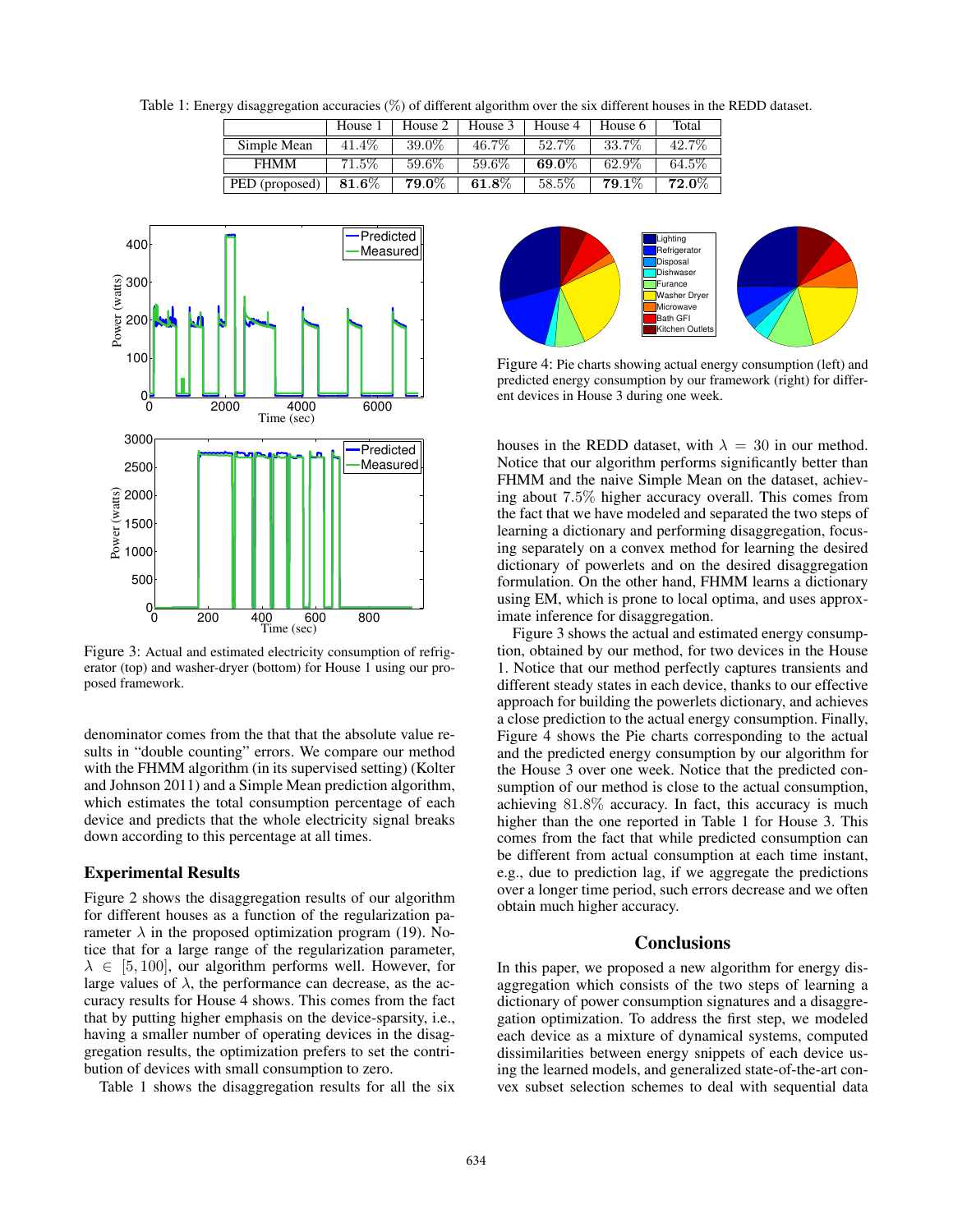Table 1: Energy disaggregation accuracies (%) of different algorithm over the six different houses in the REDD dataset.

| | House 1 | House 2 | House 3 | House 4 | House 6 | Total |
|---|---|---|---|---|---|---|
| Simple Mean | 41.4% | 39.0% | 46.7% | 52.7% | 33.7% | 42.7% |
| FHMM | 71.5% | 59.6% | 59.6% | **69.0**% | 62.9% | 64.5% |
| PED (proposed) | **81.6**% | **79.0**% | **61.8**% | 58.5% | **79.1**% | **72.0**% |

Figure 3: Actual and estimated electricity consumption of refrigerator (top) and washer-dryer (bottom) for House 1 using our proposed framework.

Figure 4: Pie charts showing actual energy consumption (left) and predicted energy consumption by our framework (right) for different devices in House 3 during one week.

denominator comes from the that that the absolute value results in "double counting" errors. We compare our method with the FHMM algorithm (in its supervised setting) (Kolter and Johnson 2011) and a Simple Mean prediction algorithm, which estimates the total consumption percentage of each device and predicts that the whole electricity signal breaks down according to this percentage at all times.

## Experimental Results

Figure 2 shows the disaggregation results of our algorithm for different houses as a function of the regularization parameter $\lambda$ in the proposed optimization program (19). Notice that for a large range of the regularization parameter, $\lambda \in [5, 100]$, our algorithm performs well. However, for large values of $\lambda$, the performance can decrease, as the accuracy results for House 4 shows. This comes from the fact that by putting higher emphasis on the device-sparsity, i.e., having a smaller number of operating devices in the disaggregation results, the optimization prefers to set the contribution of devices with small consumption to zero.

Table 1 shows the disaggregation results for all the six houses in the REDD dataset, with $\lambda = 30$ in our method. Notice that our algorithm performs significantly better than FHMM and the naive Simple Mean on the dataset, achieving about 7.5% higher accuracy overall. This comes from the fact that we have modeled and separated the two steps of learning a dictionary and performing disaggregation, focusing separately on a convex method for learning the desired dictionary of powerlets and on the desired disaggregation formulation. On the other hand, FHMM learns a dictionary using EM, which is prone to local optima, and uses approximate inference for disaggregation.

Figure 3 shows the actual and estimated energy consumption, obtained by our method, for two devices in the House 1. Notice that our method perfectly captures transients and different steady states in each device, thanks to our effective approach for building the powerlets dictionary, and achieves a close prediction to the actual energy consumption. Finally, Figure 4 shows the Pie charts corresponding to the actual and the predicted energy consumption by our algorithm for the House 3 over one week. Notice that the predicted consumption of our method is close to the actual consumption, achieving 81.8% accuracy. In fact, this accuracy is much higher than the one reported in Table 1 for House 3. This comes from the fact that while predicted consumption can be different from actual consumption at each time instant, e.g., due to prediction lag, if we aggregate the predictions over a longer time period, such errors decrease and we often obtain much higher accuracy.

## Conclusions

In this paper, we proposed a new algorithm for energy disaggregation which consists of the two steps of learning a dictionary of power consumption signatures and a disaggregation optimization. To address the first step, we modeled each device as a mixture of dynamical systems, computed dissimilarities between energy snippets of each device using the learned models, and generalized state-of-the-art convex subset selection schemes to deal with sequential data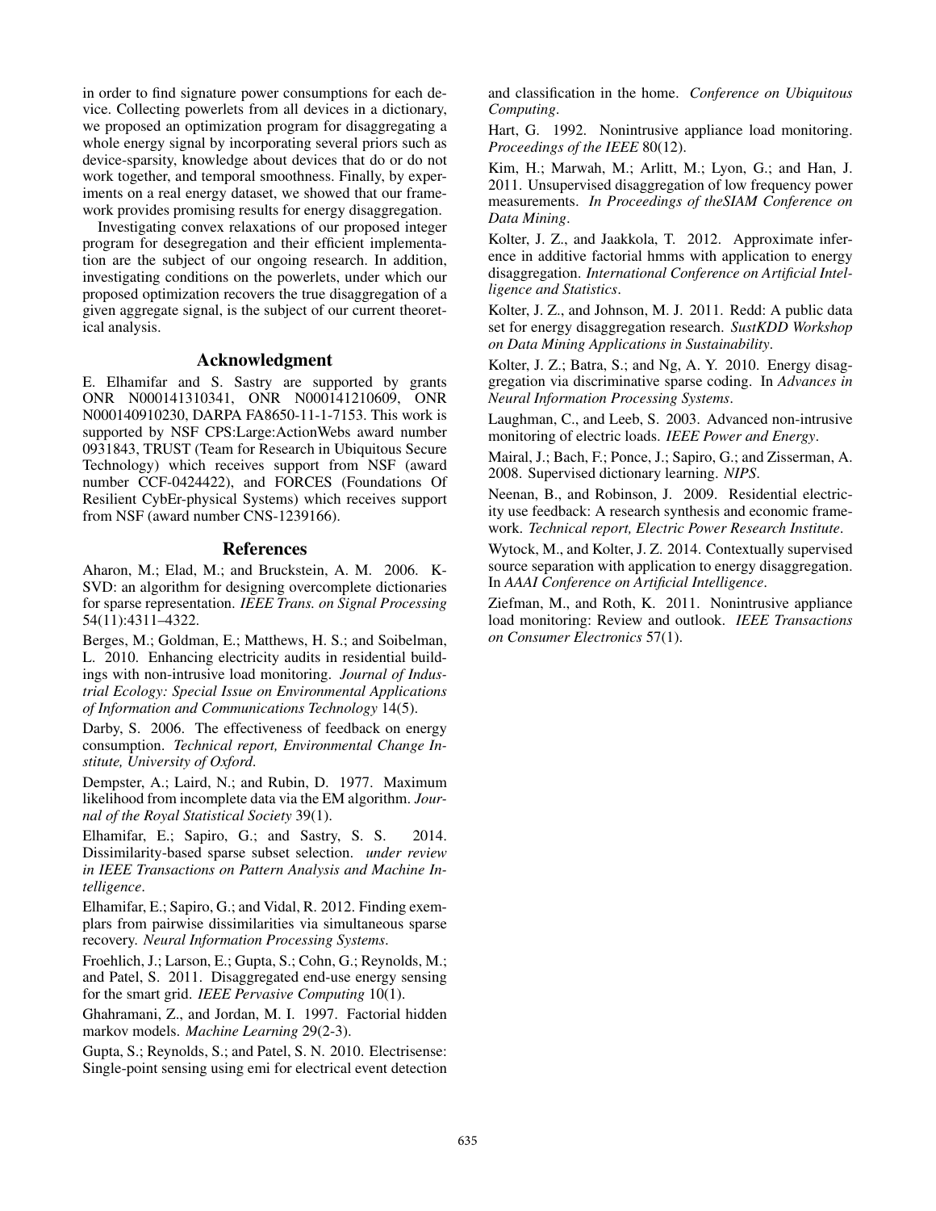in order to find signature power consumptions for each device. Collecting powerlets from all devices in a dictionary, we proposed an optimization program for disaggregating a whole energy signal by incorporating several priors such as device-sparsity, knowledge about devices that do or do not work together, and temporal smoothness. Finally, by experiments on a real energy dataset, we showed that our framework provides promising results for energy disaggregation.

Investigating convex relaxations of our proposed integer program for desegregation and their efficient implementation are the subject of our ongoing research. In addition, investigating conditions on the powerlets, under which our proposed optimization recovers the true disaggregation of a given aggregate signal, is the subject of our current theoretical analysis.

## Acknowledgment

E. Elhamifar and S. Sastry are supported by grants ONR N000141310341, ONR N000141210609, ONR N000140910230, DARPA FA8650-11-1-7153. This work is supported by NSF CPS:Large:ActionWebs award number 0931843, TRUST (Team for Research in Ubiquitous Secure Technology) which receives support from NSF (award number CCF-0424422), and FORCES (Foundations Of Resilient CybEr-physical Systems) which receives support from NSF (award number CNS-1239166).

## References

Aharon, M.; Elad, M.; and Bruckstein, A. M. 2006. K-SVD: an algorithm for designing overcomplete dictionaries for sparse representation. *IEEE Trans. on Signal Processing* 54(11):4311–4322.

Berges, M.; Goldman, E.; Matthews, H. S.; and Soibelman, L. 2010. Enhancing electricity audits in residential buildings with non-intrusive load monitoring. *Journal of Industrial Ecology: Special Issue on Environmental Applications of Information and Communications Technology* 14(5).

Darby, S. 2006. The effectiveness of feedback on energy consumption. *Technical report, Environmental Change Institute, University of Oxford*.

Dempster, A.; Laird, N.; and Rubin, D. 1977. Maximum likelihood from incomplete data via the EM algorithm. *Journal of the Royal Statistical Society* 39(1).

Elhamifar, E.; Sapiro, G.; and Sastry, S. S. 2014. Dissimilarity-based sparse subset selection. *under review in IEEE Transactions on Pattern Analysis and Machine Intelligence*.

Elhamifar, E.; Sapiro, G.; and Vidal, R. 2012. Finding exemplars from pairwise dissimilarities via simultaneous sparse recovery. *Neural Information Processing Systems*.

Froehlich, J.; Larson, E.; Gupta, S.; Cohn, G.; Reynolds, M.; and Patel, S. 2011. Disaggregated end-use energy sensing for the smart grid. *IEEE Pervasive Computing* 10(1).

Ghahramani, Z., and Jordan, M. I. 1997. Factorial hidden markov models. *Machine Learning* 29(2-3).

Gupta, S.; Reynolds, S.; and Patel, S. N. 2010. Electrisense: Single-point sensing using emi for electrical event detection and classification in the home. *Conference on Ubiquitous Computing*.

Hart, G. 1992. Nonintrusive appliance load monitoring. *Proceedings of the IEEE* 80(12).

Kim, H.; Marwah, M.; Arlitt, M.; Lyon, G.; and Han, J. 2011. Unsupervised disaggregation of low frequency power measurements. *In Proceedings of theSIAM Conference on Data Mining*.

Kolter, J. Z., and Jaakkola, T. 2012. Approximate inference in additive factorial hmms with application to energy disaggregation. *International Conference on Artificial Intelligence and Statistics*.

Kolter, J. Z., and Johnson, M. J. 2011. Redd: A public data set for energy disaggregation research. *SustKDD Workshop on Data Mining Applications in Sustainability*.

Kolter, J. Z.; Batra, S.; and Ng, A. Y. 2010. Energy disaggregation via discriminative sparse coding. In *Advances in Neural Information Processing Systems*.

Laughman, C., and Leeb, S. 2003. Advanced non-intrusive monitoring of electric loads. *IEEE Power and Energy*.

Mairal, J.; Bach, F.; Ponce, J.; Sapiro, G.; and Zisserman, A. 2008. Supervised dictionary learning. *NIPS*.

Neenan, B., and Robinson, J. 2009. Residential electricity use feedback: A research synthesis and economic framework. *Technical report, Electric Power Research Institute*.

Wytock, M., and Kolter, J. Z. 2014. Contextually supervised source separation with application to energy disaggregation. In *AAAI Conference on Artificial Intelligence*.

Ziefman, M., and Roth, K. 2011. Nonintrusive appliance load monitoring: Review and outlook. *IEEE Transactions on Consumer Electronics* 57(1).